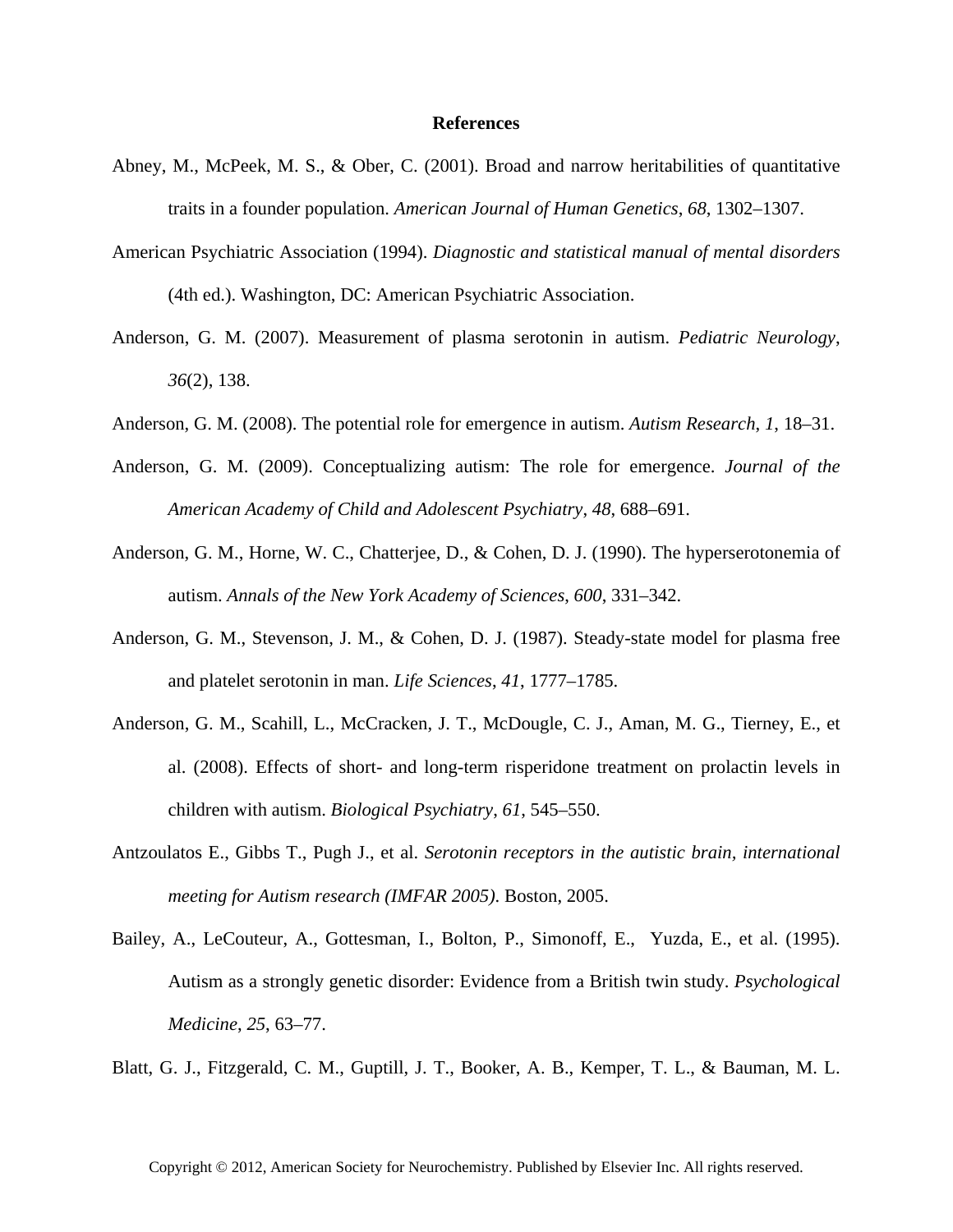# References

Abney, M., McPeek, M. S., & Ober, C. (2001). Broad and narrow heritabilities of quantitative traits in a founder population. *American Journal of Human Genetics*, *68*, 1302–1307.

American Psychiatric Association (1994). *Diagnostic and statistical manual of mental disorders* (4th ed.). Washington, DC: American Psychiatric Association.

Anderson, G. M. (2007). Measurement of plasma serotonin in autism. *Pediatric Neurology*, *36*(2), 138.

Anderson, G. M. (2008). The potential role for emergence in autism. *Autism Research*, *1*, 18–31.

Anderson, G. M. (2009). Conceptualizing autism: The role for emergence. *Journal of the American Academy of Child and Adolescent Psychiatry*, *48*, 688–691.

Anderson, G. M., Horne, W. C., Chatterjee, D., & Cohen, D. J. (1990). The hyperserotonemia of autism. *Annals of the New York Academy of Sciences*, *600*, 331–342.

Anderson, G. M., Stevenson, J. M., & Cohen, D. J. (1987). Steady-state model for plasma free and platelet serotonin in man. *Life Sciences*, *41*, 1777–1785.

Anderson, G. M., Scahill, L., McCracken, J. T., McDougle, C. J., Aman, M. G., Tierney, E., et al. (2008). Effects of short- and long-term risperidone treatment on prolactin levels in children with autism. *Biological Psychiatry*, *61*, 545–550.

Antzoulatos E., Gibbs T., Pugh J., et al. *Serotonin receptors in the autistic brain, international meeting for Autism research (IMFAR 2005)*. Boston, 2005.

Bailey, A., LeCouteur, A., Gottesman, I., Bolton, P., Simonoff, E., Yuzda, E., et al. (1995). Autism as a strongly genetic disorder: Evidence from a British twin study. *Psychological Medicine*, *25*, 63–77.

Blatt, G. J., Fitzgerald, C. M., Guptill, J. T., Booker, A. B., Kemper, T. L., & Bauman, M. L.

Copyright © 2012, American Society for Neurochemistry. Published by Elsevier Inc. All rights reserved.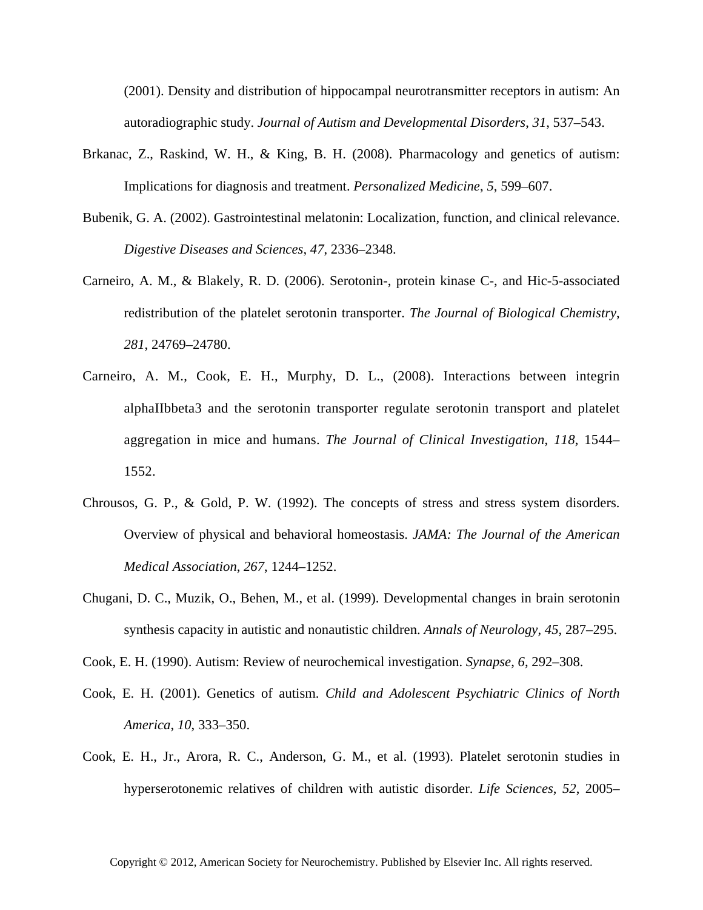(2001). Density and distribution of hippocampal neurotransmitter receptors in autism: An autoradiographic study. *Journal of Autism and Developmental Disorders*, *31*, 537–543.

Brkanac, Z., Raskind, W. H., & King, B. H. (2008). Pharmacology and genetics of autism: Implications for diagnosis and treatment. *Personalized Medicine*, *5*, 599–607.

Bubenik, G. A. (2002). Gastrointestinal melatonin: Localization, function, and clinical relevance. *Digestive Diseases and Sciences*, *47*, 2336–2348.

Carneiro, A. M., & Blakely, R. D. (2006). Serotonin-, protein kinase C-, and Hic-5-associated redistribution of the platelet serotonin transporter. *The Journal of Biological Chemistry*, *281*, 24769–24780.

Carneiro, A. M., Cook, E. H., Murphy, D. L., (2008). Interactions between integrin alphaIIbbeta3 and the serotonin transporter regulate serotonin transport and platelet aggregation in mice and humans. *The Journal of Clinical Investigation*, *118*, 1544–1552.

Chrousos, G. P., & Gold, P. W. (1992). The concepts of stress and stress system disorders. Overview of physical and behavioral homeostasis. *JAMA: The Journal of the American Medical Association*, *267*, 1244–1252.

Chugani, D. C., Muzik, O., Behen, M., et al. (1999). Developmental changes in brain serotonin synthesis capacity in autistic and nonautistic children. *Annals of Neurology*, *45*, 287–295.

Cook, E. H. (1990). Autism: Review of neurochemical investigation. *Synapse*, *6*, 292–308.

Cook, E. H. (2001). Genetics of autism. *Child and Adolescent Psychiatric Clinics of North America*, *10*, 333–350.

Cook, E. H., Jr., Arora, R. C., Anderson, G. M., et al. (1993). Platelet serotonin studies in hyperserotonemic relatives of children with autistic disorder. *Life Sciences*, *52*, 2005–

Copyright © 2012, American Society for Neurochemistry. Published by Elsevier Inc. All rights reserved.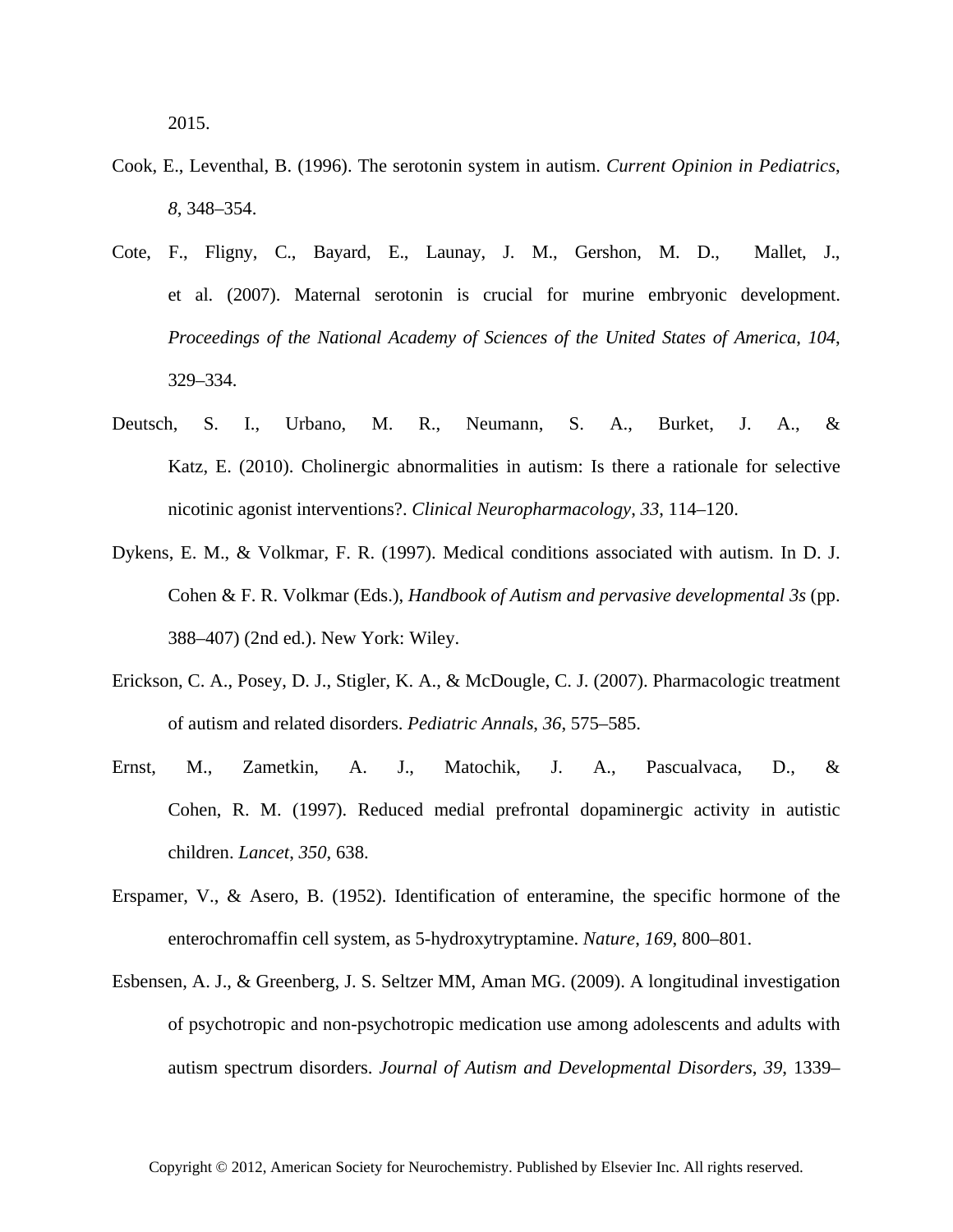2015.

Cook, E., Leventhal, B. (1996). The serotonin system in autism. *Current Opinion in Pediatrics*, *8*, 348–354.

Cote, F., Fligny, C., Bayard, E., Launay, J. M., Gershon, M. D., Mallet, J., et al. (2007). Maternal serotonin is crucial for murine embryonic development. *Proceedings of the National Academy of Sciences of the United States of America*, *104*, 329–334.

Deutsch, S. I., Urbano, M. R., Neumann, S. A., Burket, J. A., & Katz, E. (2010). Cholinergic abnormalities in autism: Is there a rationale for selective nicotinic agonist interventions?. *Clinical Neuropharmacology*, *33*, 114–120.

Dykens, E. M., & Volkmar, F. R. (1997). Medical conditions associated with autism. In D. J. Cohen & F. R. Volkmar (Eds.), *Handbook of Autism and pervasive developmental 3s* (pp. 388–407) (2nd ed.). New York: Wiley.

Erickson, C. A., Posey, D. J., Stigler, K. A., & McDougle, C. J. (2007). Pharmacologic treatment of autism and related disorders. *Pediatric Annals*, *36*, 575–585.

Ernst, M., Zametkin, A. J., Matochik, J. A., Pascualvaca, D., & Cohen, R. M. (1997). Reduced medial prefrontal dopaminergic activity in autistic children. *Lancet*, *350*, 638.

Erspamer, V., & Asero, B. (1952). Identification of enteramine, the specific hormone of the enterochromaffin cell system, as 5-hydroxytryptamine. *Nature*, *169*, 800–801.

Esbensen, A. J., & Greenberg, J. S. Seltzer MM, Aman MG. (2009). A longitudinal investigation of psychotropic and non-psychotropic medication use among adolescents and adults with autism spectrum disorders. *Journal of Autism and Developmental Disorders*, *39*, 1339–

Copyright © 2012, American Society for Neurochemistry. Published by Elsevier Inc. All rights reserved.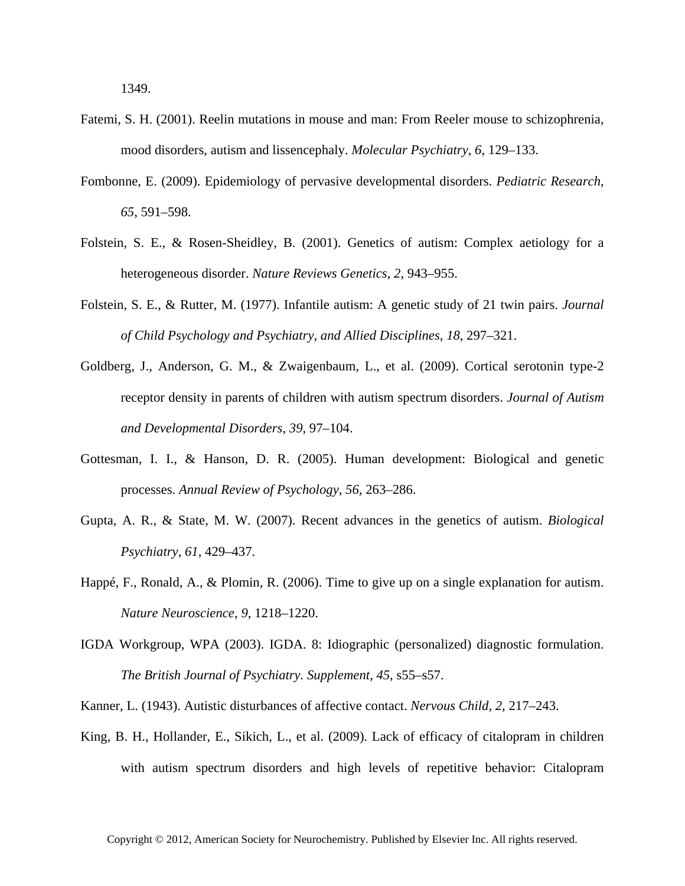1349.

Fatemi, S. H. (2001). Reelin mutations in mouse and man: From Reeler mouse to schizophrenia, mood disorders, autism and lissencephaly. *Molecular Psychiatry*, *6*, 129–133.

Fombonne, E. (2009). Epidemiology of pervasive developmental disorders. *Pediatric Research*, *65*, 591–598.

Folstein, S. E., & Rosen-Sheidley, B. (2001). Genetics of autism: Complex aetiology for a heterogeneous disorder. *Nature Reviews Genetics*, *2*, 943–955.

Folstein, S. E., & Rutter, M. (1977). Infantile autism: A genetic study of 21 twin pairs. *Journal of Child Psychology and Psychiatry, and Allied Disciplines*, *18*, 297–321.

Goldberg, J., Anderson, G. M., & Zwaigenbaum, L., et al. (2009). Cortical serotonin type-2 receptor density in parents of children with autism spectrum disorders. *Journal of Autism and Developmental Disorders*, *39*, 97–104.

Gottesman, I. I., & Hanson, D. R. (2005). Human development: Biological and genetic processes. *Annual Review of Psychology*, *56*, 263–286.

Gupta, A. R., & State, M. W. (2007). Recent advances in the genetics of autism. *Biological Psychiatry*, *61*, 429–437.

Happé, F., Ronald, A., & Plomin, R. (2006). Time to give up on a single explanation for autism. *Nature Neuroscience*, *9*, 1218–1220.

IGDA Workgroup, WPA (2003). IGDA. 8: Idiographic (personalized) diagnostic formulation. *The British Journal of Psychiatry. Supplement*, *45*, s55–s57.

Kanner, L. (1943). Autistic disturbances of affective contact. *Nervous Child*, *2*, 217–243.

King, B. H., Hollander, E., Sikich, L., et al. (2009). Lack of efficacy of citalopram in children with autism spectrum disorders and high levels of repetitive behavior: Citalopram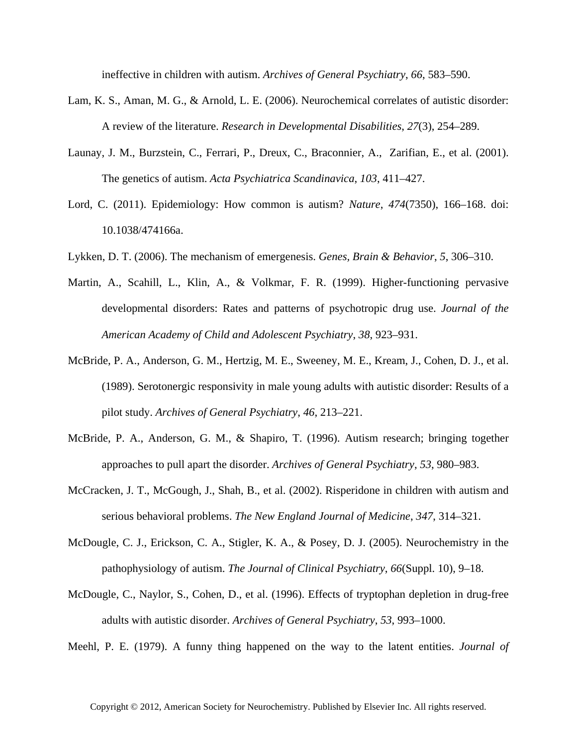ineffective in children with autism. *Archives of General Psychiatry*, *66*, 583–590.

Lam, K. S., Aman, M. G., & Arnold, L. E. (2006). Neurochemical correlates of autistic disorder: A review of the literature. *Research in Developmental Disabilities*, *27*(3), 254–289.

Launay, J. M., Burzstein, C., Ferrari, P., Dreux, C., Braconnier, A., Zarifian, E., et al. (2001). The genetics of autism. *Acta Psychiatrica Scandinavica*, *103*, 411–427.

Lord, C. (2011). Epidemiology: How common is autism? *Nature*, *474*(7350), 166–168. doi: 10.1038/474166a.

Lykken, D. T. (2006). The mechanism of emergenesis. *Genes, Brain & Behavior*, *5*, 306–310.

Martin, A., Scahill, L., Klin, A., & Volkmar, F. R. (1999). Higher-functioning pervasive developmental disorders: Rates and patterns of psychotropic drug use. *Journal of the American Academy of Child and Adolescent Psychiatry*, *38*, 923–931.

McBride, P. A., Anderson, G. M., Hertzig, M. E., Sweeney, M. E., Kream, J., Cohen, D. J., et al. (1989). Serotonergic responsivity in male young adults with autistic disorder: Results of a pilot study. *Archives of General Psychiatry*, *46*, 213–221.

McBride, P. A., Anderson, G. M., & Shapiro, T. (1996). Autism research; bringing together approaches to pull apart the disorder. *Archives of General Psychiatry*, *53*, 980–983.

McCracken, J. T., McGough, J., Shah, B., et al. (2002). Risperidone in children with autism and serious behavioral problems. *The New England Journal of Medicine*, *347*, 314–321.

McDougle, C. J., Erickson, C. A., Stigler, K. A., & Posey, D. J. (2005). Neurochemistry in the pathophysiology of autism. *The Journal of Clinical Psychiatry*, *66*(Suppl. 10), 9–18.

McDougle, C., Naylor, S., Cohen, D., et al. (1996). Effects of tryptophan depletion in drug-free adults with autistic disorder. *Archives of General Psychiatry*, *53*, 993–1000.

Meehl, P. E. (1979). A funny thing happened on the way to the latent entities. *Journal of*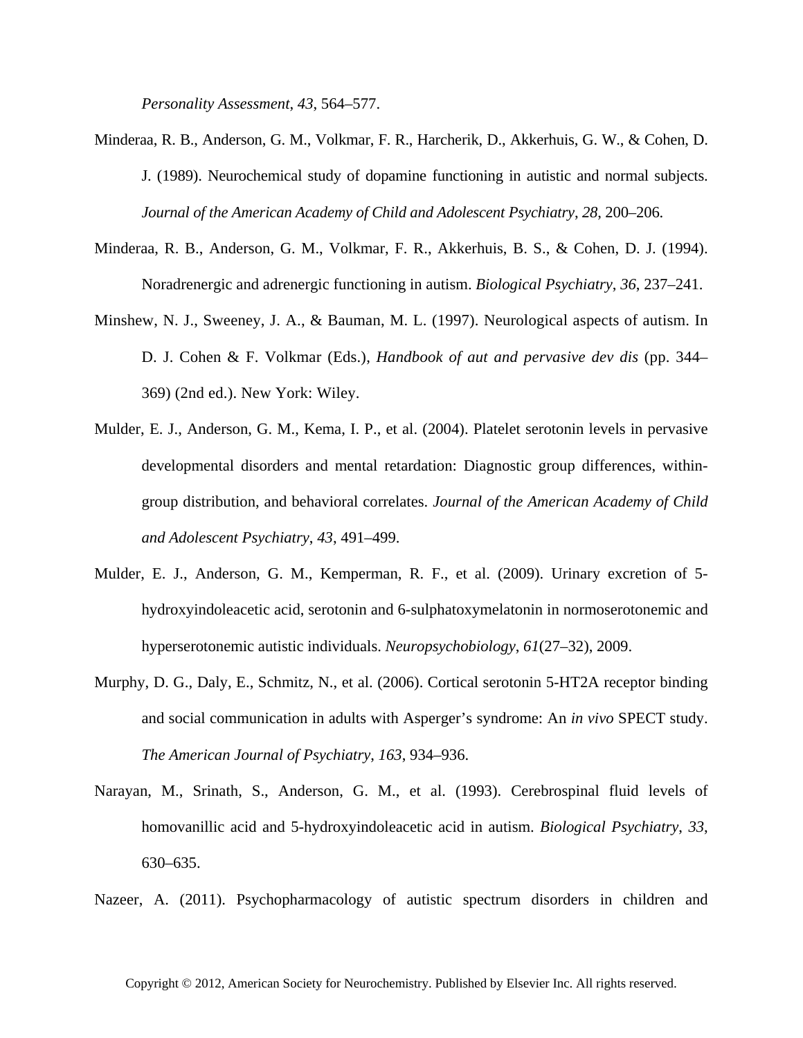*Personality Assessment*, *43*, 564–577.

Minderaa, R. B., Anderson, G. M., Volkmar, F. R., Harcherik, D., Akkerhuis, G. W., & Cohen, D. J. (1989). Neurochemical study of dopamine functioning in autistic and normal subjects. *Journal of the American Academy of Child and Adolescent Psychiatry*, *28*, 200–206.

Minderaa, R. B., Anderson, G. M., Volkmar, F. R., Akkerhuis, B. S., & Cohen, D. J. (1994). Noradrenergic and adrenergic functioning in autism. *Biological Psychiatry*, *36*, 237–241.

Minshew, N. J., Sweeney, J. A., & Bauman, M. L. (1997). Neurological aspects of autism. In D. J. Cohen & F. Volkmar (Eds.), *Handbook of aut and pervasive dev dis* (pp. 344–369) (2nd ed.). New York: Wiley.

Mulder, E. J., Anderson, G. M., Kema, I. P., et al. (2004). Platelet serotonin levels in pervasive developmental disorders and mental retardation: Diagnostic group differences, within-group distribution, and behavioral correlates. *Journal of the American Academy of Child and Adolescent Psychiatry*, *43*, 491–499.

Mulder, E. J., Anderson, G. M., Kemperman, R. F., et al. (2009). Urinary excretion of 5-hydroxyindoleacetic acid, serotonin and 6-sulphatoxymelatonin in normoserotonemic and hyperserotonemic autistic individuals. *Neuropsychobiology*, *61*(27–32), 2009.

Murphy, D. G., Daly, E., Schmitz, N., et al. (2006). Cortical serotonin 5-HT2A receptor binding and social communication in adults with Asperger's syndrome: An *in vivo* SPECT study. *The American Journal of Psychiatry*, *163*, 934–936.

Narayan, M., Srinath, S., Anderson, G. M., et al. (1993). Cerebrospinal fluid levels of homovanillic acid and 5-hydroxyindoleacetic acid in autism. *Biological Psychiatry*, *33*, 630–635.

Nazeer, A. (2011). Psychopharmacology of autistic spectrum disorders in children and

Copyright © 2012, American Society for Neurochemistry. Published by Elsevier Inc. All rights reserved.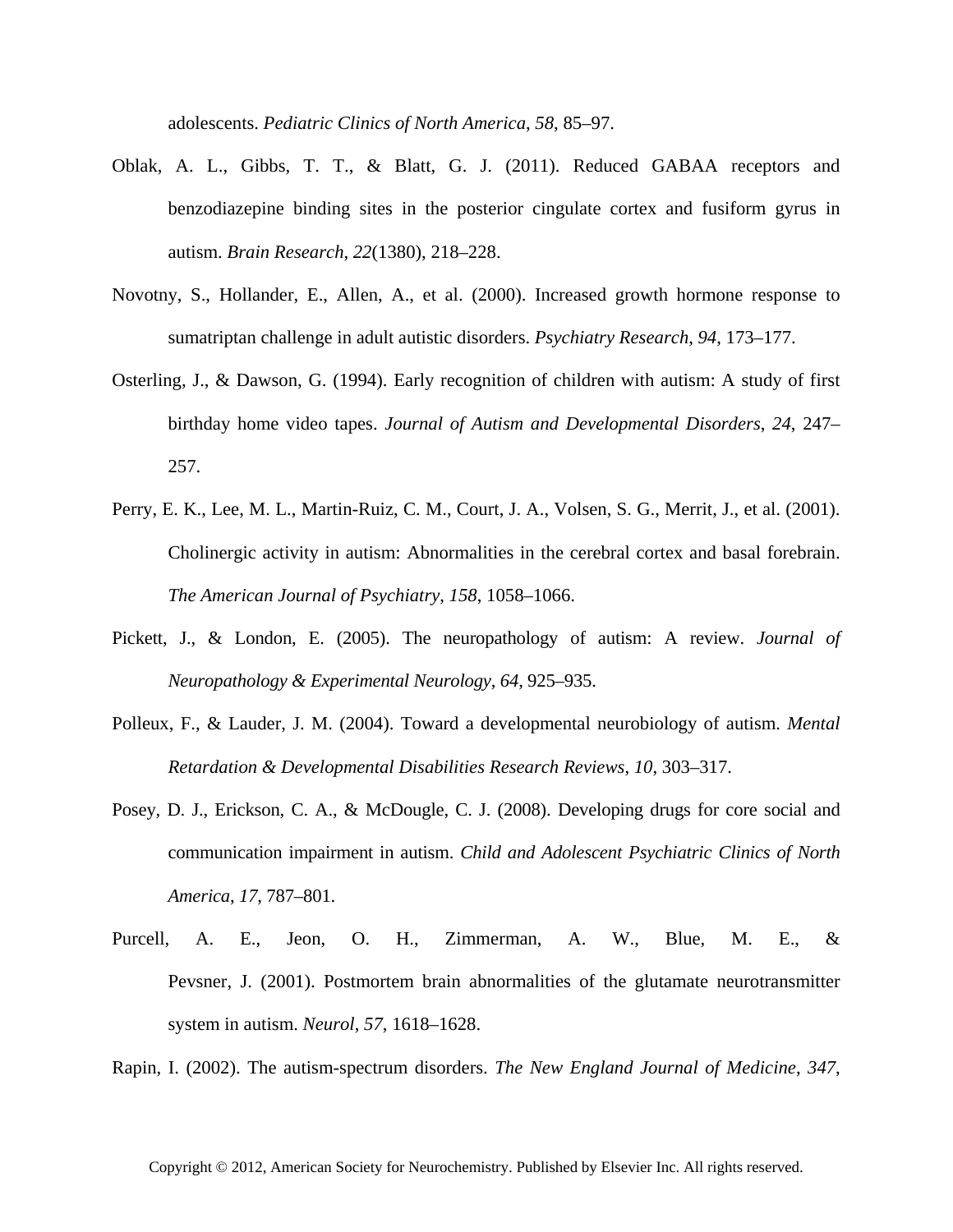adolescents. *Pediatric Clinics of North America*, *58*, 85–97.

Oblak, A. L., Gibbs, T. T., & Blatt, G. J. (2011). Reduced GABAA receptors and benzodiazepine binding sites in the posterior cingulate cortex and fusiform gyrus in autism. *Brain Research*, *22*(1380), 218–228.

Novotny, S., Hollander, E., Allen, A., et al. (2000). Increased growth hormone response to sumatriptan challenge in adult autistic disorders. *Psychiatry Research*, *94*, 173–177.

Osterling, J., & Dawson, G. (1994). Early recognition of children with autism: A study of first birthday home video tapes. *Journal of Autism and Developmental Disorders*, *24*, 247–257.

Perry, E. K., Lee, M. L., Martin-Ruiz, C. M., Court, J. A., Volsen, S. G., Merrit, J., et al. (2001). Cholinergic activity in autism: Abnormalities in the cerebral cortex and basal forebrain. *The American Journal of Psychiatry*, *158*, 1058–1066.

Pickett, J., & London, E. (2005). The neuropathology of autism: A review. *Journal of Neuropathology & Experimental Neurology*, *64*, 925–935.

Polleux, F., & Lauder, J. M. (2004). Toward a developmental neurobiology of autism. *Mental Retardation & Developmental Disabilities Research Reviews*, *10*, 303–317.

Posey, D. J., Erickson, C. A., & McDougle, C. J. (2008). Developing drugs for core social and communication impairment in autism. *Child and Adolescent Psychiatric Clinics of North America*, *17*, 787–801.

Purcell, A. E., Jeon, O. H., Zimmerman, A. W., Blue, M. E., & Pevsner, J. (2001). Postmortem brain abnormalities of the glutamate neurotransmitter system in autism. *Neurol*, *57*, 1618–1628.

Rapin, I. (2002). The autism-spectrum disorders. *The New England Journal of Medicine*, *347*,

Copyright © 2012, American Society for Neurochemistry. Published by Elsevier Inc. All rights reserved.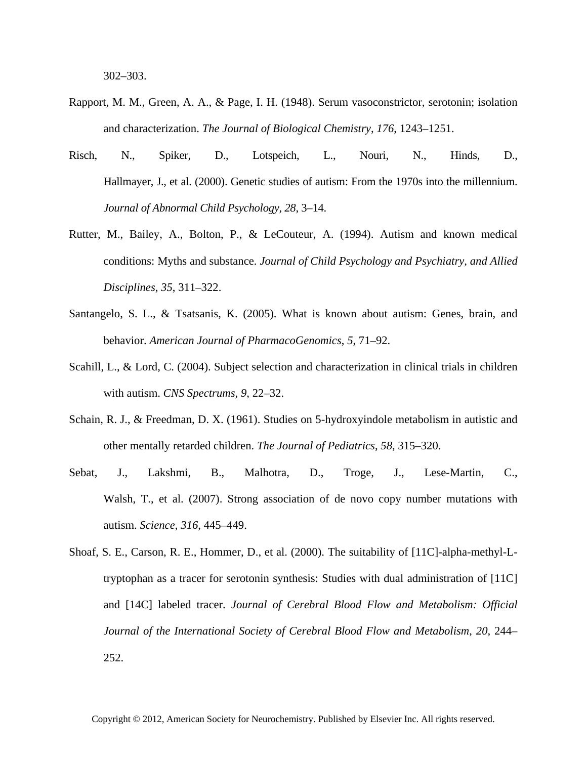302–303.

Rapport, M. M., Green, A. A., & Page, I. H. (1948). Serum vasoconstrictor, serotonin; isolation and characterization. *The Journal of Biological Chemistry*, *176*, 1243–1251.

Risch, N., Spiker, D., Lotspeich, L., Nouri, N., Hinds, D., Hallmayer, J., et al. (2000). Genetic studies of autism: From the 1970s into the millennium. *Journal of Abnormal Child Psychology*, *28*, 3–14.

Rutter, M., Bailey, A., Bolton, P., & LeCouteur, A. (1994). Autism and known medical conditions: Myths and substance. *Journal of Child Psychology and Psychiatry, and Allied Disciplines*, *35*, 311–322.

Santangelo, S. L., & Tsatsanis, K. (2005). What is known about autism: Genes, brain, and behavior. *American Journal of PharmacoGenomics*, *5*, 71–92.

Scahill, L., & Lord, C. (2004). Subject selection and characterization in clinical trials in children with autism. *CNS Spectrums*, *9*, 22–32.

Schain, R. J., & Freedman, D. X. (1961). Studies on 5-hydroxyindole metabolism in autistic and other mentally retarded children. *The Journal of Pediatrics*, *58*, 315–320.

Sebat, J., Lakshmi, B., Malhotra, D., Troge, J., Lese-Martin, C., Walsh, T., et al. (2007). Strong association of de novo copy number mutations with autism. *Science*, *316*, 445–449.

Shoaf, S. E., Carson, R. E., Hommer, D., et al. (2000). The suitability of [11C]-alpha-methyl-L-tryptophan as a tracer for serotonin synthesis: Studies with dual administration of [11C] and [14C] labeled tracer. *Journal of Cerebral Blood Flow and Metabolism: Official Journal of the International Society of Cerebral Blood Flow and Metabolism*, *20*, 244–252.

Copyright © 2012, American Society for Neurochemistry. Published by Elsevier Inc. All rights reserved.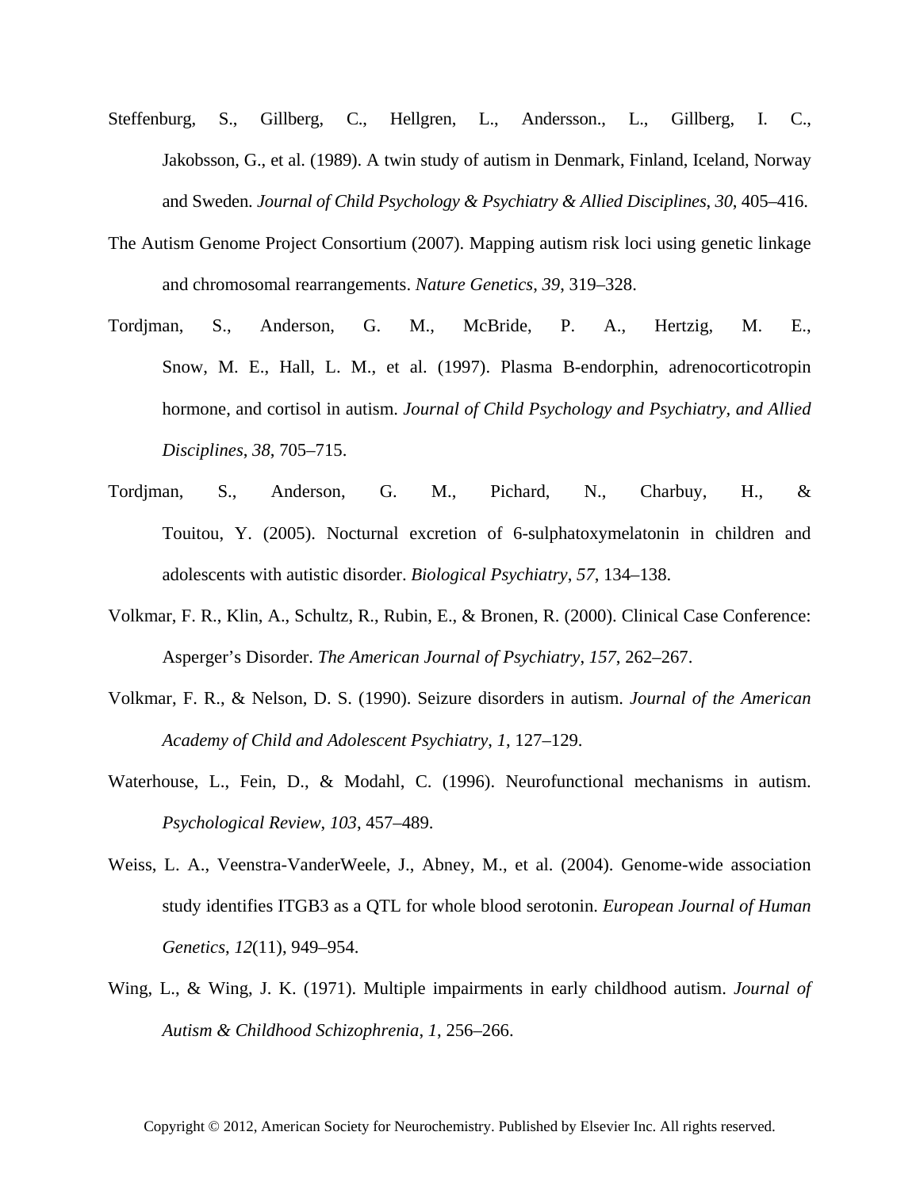Steffenburg, S., Gillberg, C., Hellgren, L., Andersson., L., Gillberg, I. C., Jakobsson, G., et al. (1989). A twin study of autism in Denmark, Finland, Iceland, Norway and Sweden. *Journal of Child Psychology & Psychiatry & Allied Disciplines*, *30*, 405–416.

The Autism Genome Project Consortium (2007). Mapping autism risk loci using genetic linkage and chromosomal rearrangements. *Nature Genetics*, *39*, 319–328.

Tordjman, S., Anderson, G. M., McBride, P. A., Hertzig, M. E., Snow, M. E., Hall, L. M., et al. (1997). Plasma B-endorphin, adrenocorticotropin hormone, and cortisol in autism. *Journal of Child Psychology and Psychiatry, and Allied Disciplines*, *38*, 705–715.

Tordjman, S., Anderson, G. M., Pichard, N., Charbuy, H., & Touitou, Y. (2005). Nocturnal excretion of 6-sulphatoxymelatonin in children and adolescents with autistic disorder. *Biological Psychiatry*, *57*, 134–138.

Volkmar, F. R., Klin, A., Schultz, R., Rubin, E., & Bronen, R. (2000). Clinical Case Conference: Asperger's Disorder. *The American Journal of Psychiatry*, *157*, 262–267.

Volkmar, F. R., & Nelson, D. S. (1990). Seizure disorders in autism. *Journal of the American Academy of Child and Adolescent Psychiatry*, *1*, 127–129.

Waterhouse, L., Fein, D., & Modahl, C. (1996). Neurofunctional mechanisms in autism. *Psychological Review*, *103*, 457–489.

Weiss, L. A., Veenstra-VanderWeele, J., Abney, M., et al. (2004). Genome-wide association study identifies ITGB3 as a QTL for whole blood serotonin. *European Journal of Human Genetics*, *12*(11), 949–954.

Wing, L., & Wing, J. K. (1971). Multiple impairments in early childhood autism. *Journal of Autism & Childhood Schizophrenia*, *1*, 256–266.

Copyright © 2012, American Society for Neurochemistry. Published by Elsevier Inc. All rights reserved.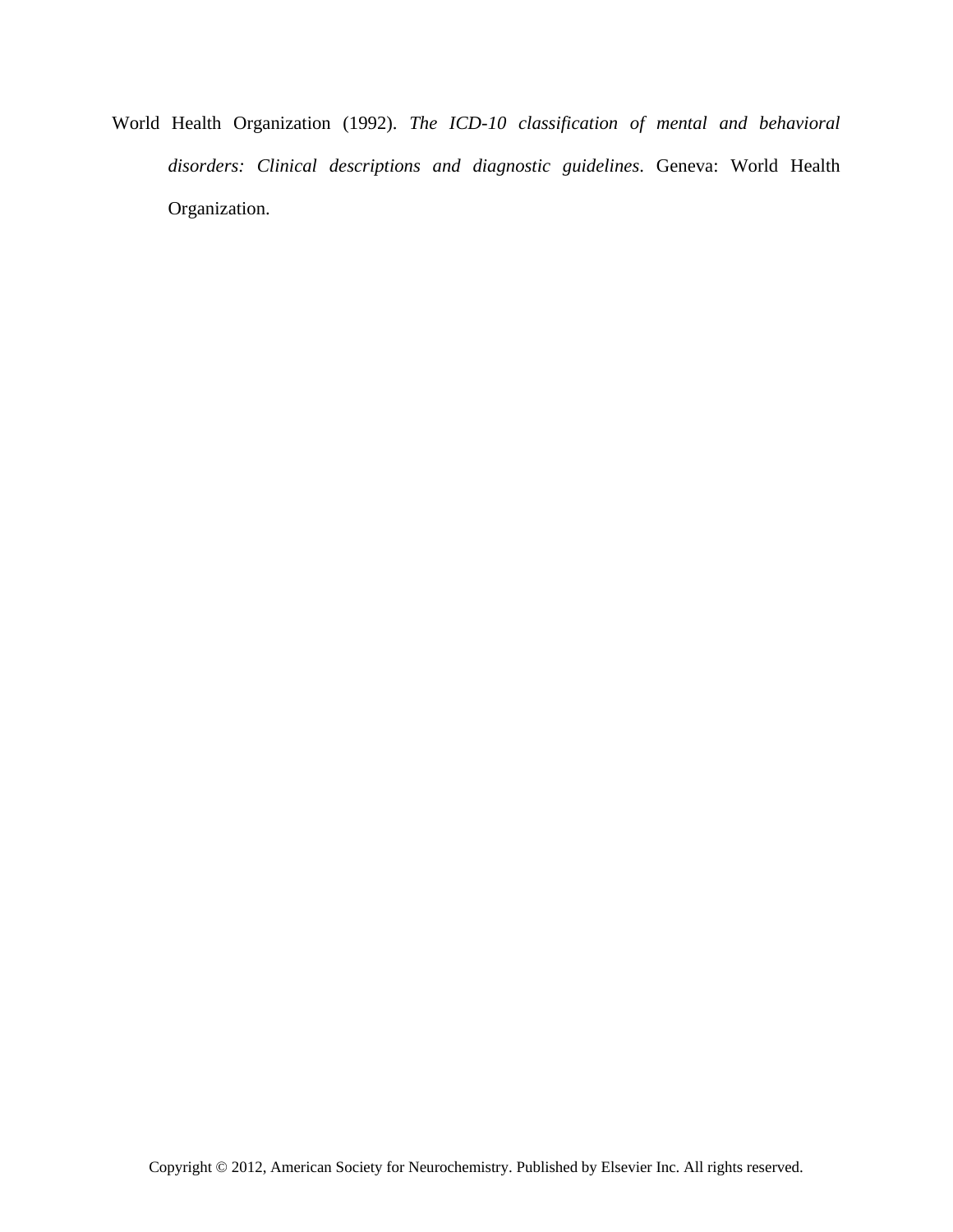World Health Organization (1992). *The ICD-10 classification of mental and behavioral disorders: Clinical descriptions and diagnostic guidelines*. Geneva: World Health Organization.

Copyright © 2012, American Society for Neurochemistry. Published by Elsevier Inc. All rights reserved.